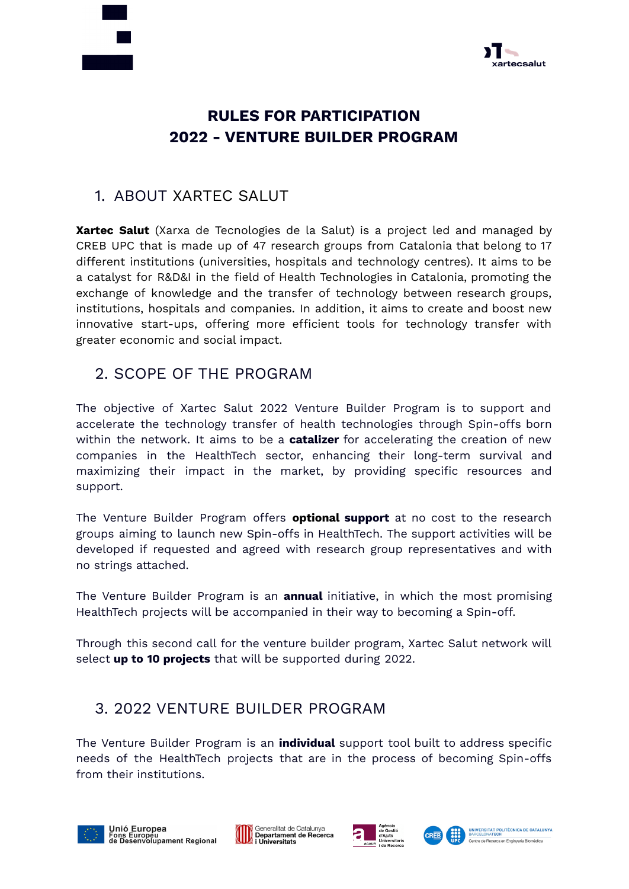# RULES FOR PARTICIPATION
# 2022 - VENTURE BUILDER PROGRAM

## 1. ABOUT XARTEC SALUT

**Xartec Salut** (Xarxa de Tecnologies de la Salut) is a project led and managed by CREB UPC that is made up of 47 research groups from Catalonia that belong to 17 different institutions (universities, hospitals and technology centres). It aims to be a catalyst for R&D&I in the field of Health Technologies in Catalonia, promoting the exchange of knowledge and the transfer of technology between research groups, institutions, hospitals and companies. In addition, it aims to create and boost new innovative start-ups, offering more efficient tools for technology transfer with greater economic and social impact.

## 2. SCOPE OF THE PROGRAM

The objective of Xartec Salut 2022 Venture Builder Program is to support and accelerate the technology transfer of health technologies through Spin-offs born within the network. It aims to be a **catalizer** for accelerating the creation of new companies in the HealthTech sector, enhancing their long-term survival and maximizing their impact in the market, by providing specific resources and support.

The Venture Builder Program offers **optional support** at no cost to the research groups aiming to launch new Spin-offs in HealthTech. The support activities will be developed if requested and agreed with research group representatives and with no strings attached.

The Venture Builder Program is an **annual** initiative, in which the most promising HealthTech projects will be accompanied in their way to becoming a Spin-off.

Through this second call for the venture builder program, Xartec Salut network will select **up to 10 projects** that will be supported during 2022.

## 3. 2022 VENTURE BUILDER PROGRAM

The Venture Builder Program is an **individual** support tool built to address specific needs of the HealthTech projects that are in the process of becoming Spin-offs from their institutions.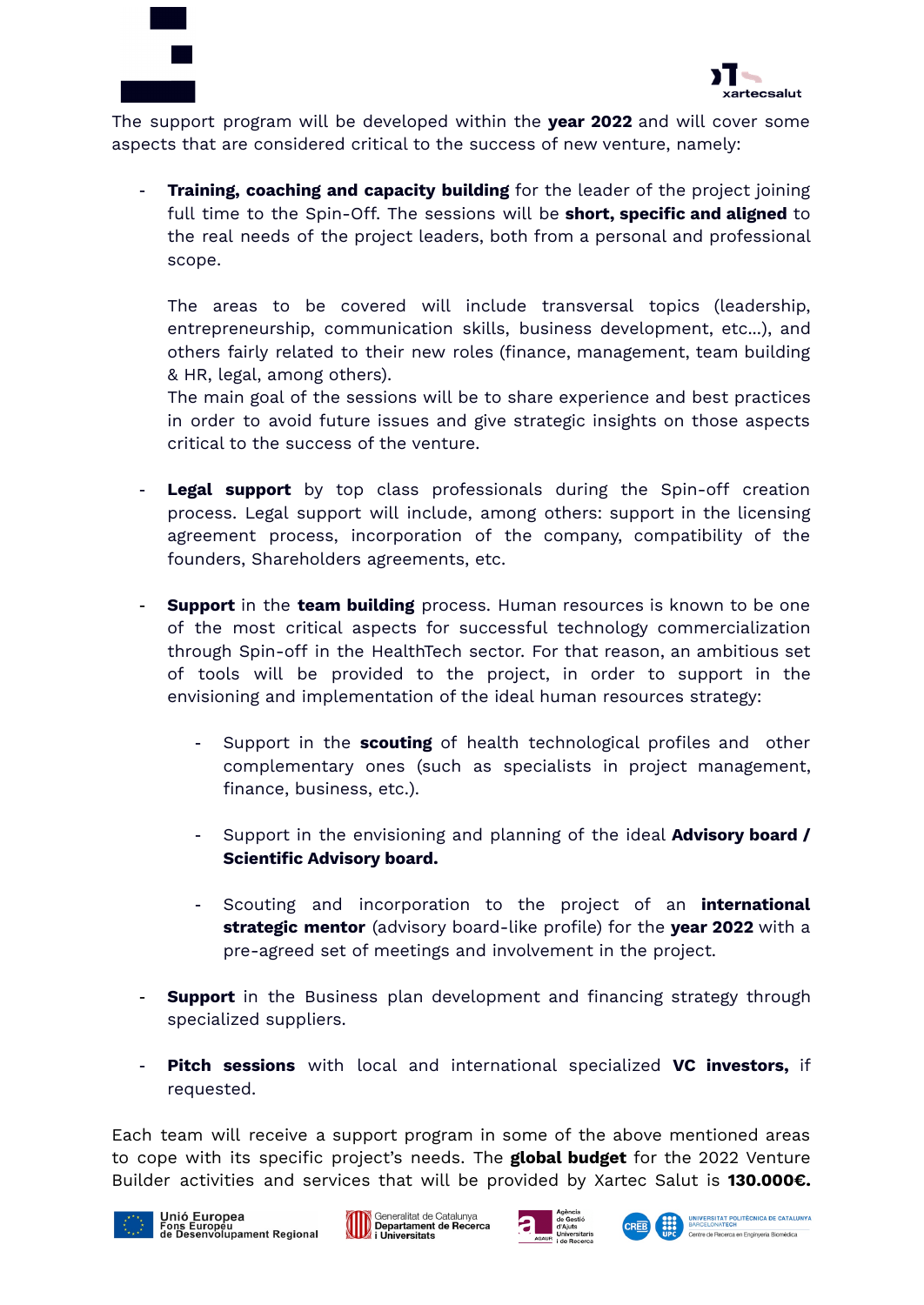The support program will be developed within the **year 2022** and will cover some aspects that are considered critical to the success of new venture, namely:

- **Training, coaching and capacity building** for the leader of the project joining full time to the Spin-Off. The sessions will be **short, specific and aligned** to the real needs of the project leaders, both from a personal and professional scope.

  The areas to be covered will include transversal topics (leadership, entrepreneurship, communication skills, business development, etc…), and others fairly related to their new roles (finance, management, team building & HR, legal, among others).
  The main goal of the sessions will be to share experience and best practices in order to avoid future issues and give strategic insights on those aspects critical to the success of the venture.

- **Legal support** by top class professionals during the Spin-off creation process. Legal support will include, among others: support in the licensing agreement process, incorporation of the company, compatibility of the founders, Shareholders agreements, etc.

- **Support** in the **team building** process. Human resources is known to be one of the most critical aspects for successful technology commercialization through Spin-off in the HealthTech sector. For that reason, an ambitious set of tools will be provided to the project, in order to support in the envisioning and implementation of the ideal human resources strategy:

  - Support in the **scouting** of health technological profiles and other complementary ones (such as specialists in project management, finance, business, etc.).

  - Support in the envisioning and planning of the ideal **Advisory board / Scientific Advisory board.**

  - Scouting and incorporation to the project of an **international strategic mentor** (advisory board-like profile) for the **year 2022** with a pre-agreed set of meetings and involvement in the project.

- **Support** in the Business plan development and financing strategy through specialized suppliers.

- **Pitch sessions** with local and international specialized **VC investors,** if requested.

Each team will receive a support program in some of the above mentioned areas to cope with its specific project's needs. The **global budget** for the 2022 Venture Builder activities and services that will be provided by Xartec Salut is **130.000€.**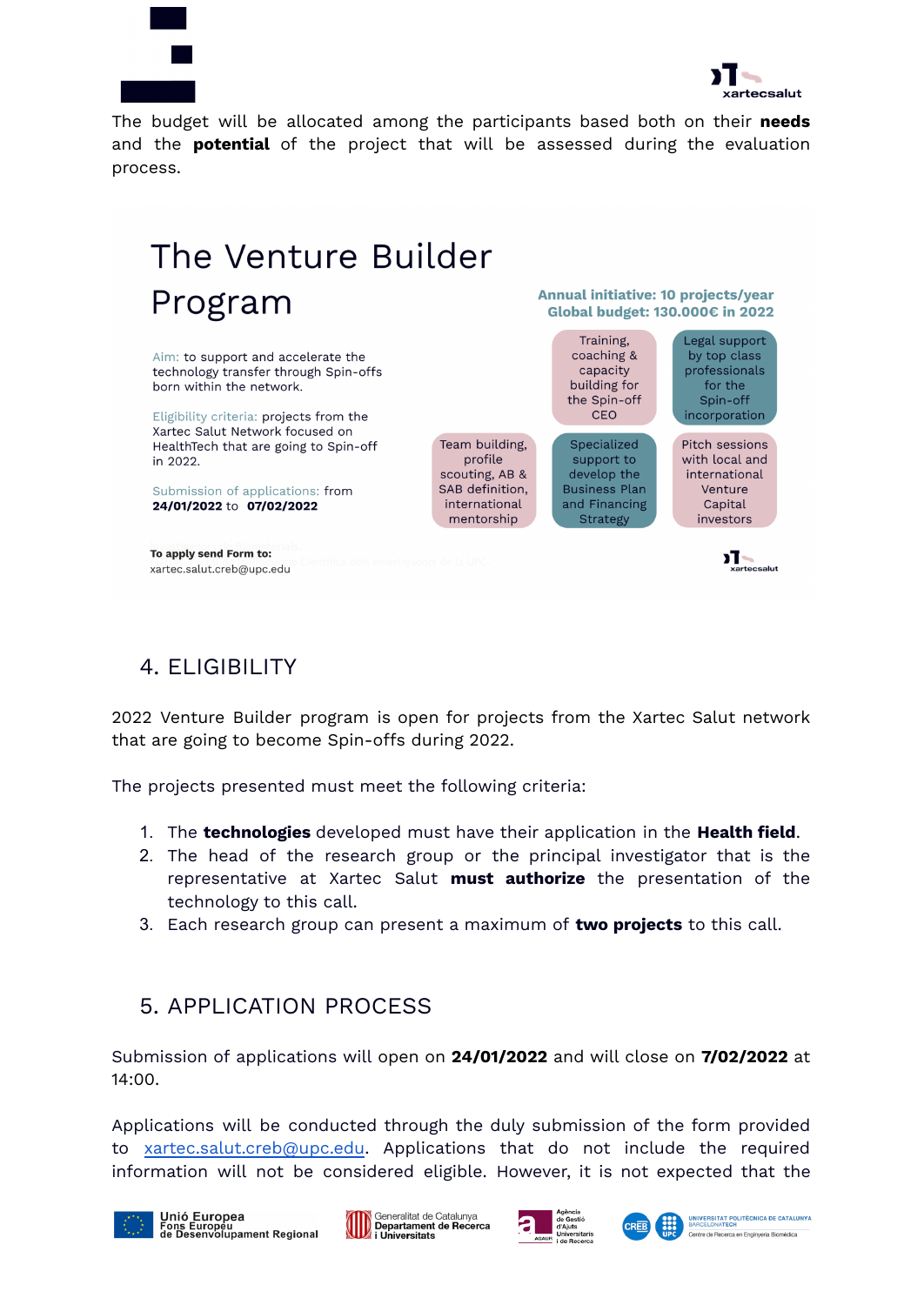The budget will be allocated among the participants based both on their **needs** and the **potential** of the project that will be assessed during the evaluation process.

## The Venture Builder Program

**Annual initiative: 10 projects/year**
**Global budget: 130.000€ in 2022**

Aim: to support and accelerate the technology transfer through Spin-offs born within the network.

Eligibility criteria: projects from the Xartec Salut Network focused on HealthTech that are going to Spin-off in 2022.

Submission of applications: from **24/01/2022** to **07/02/2022**

- Training, coaching & capacity building for the Spin-off CEO
- Legal support by top class professionals for the Spin-off incorporation
- Team building, profile scouting, AB & SAB definition, international mentorship
- Specialized support to develop the Business Plan and Financing Strategy
- Pitch sessions with local and international Venture Capital investors

**To apply send Form to:**
xartec.salut.creb@upc.edu

## 4. ELIGIBILITY

2022 Venture Builder program is open for projects from the Xartec Salut network that are going to become Spin-offs during 2022.

The projects presented must meet the following criteria:

1. The **technologies** developed must have their application in the **Health field**.
2. The head of the research group or the principal investigator that is the representative at Xartec Salut **must authorize** the presentation of the technology to this call.
3. Each research group can present a maximum of **two projects** to this call.

## 5. APPLICATION PROCESS

Submission of applications will open on **24/01/2022** and will close on **7/02/2022** at 14:00.

Applications will be conducted through the duly submission of the form provided to xartec.salut.creb@upc.edu. Applications that do not include the required information will not be considered eligible. However, it is not expected that the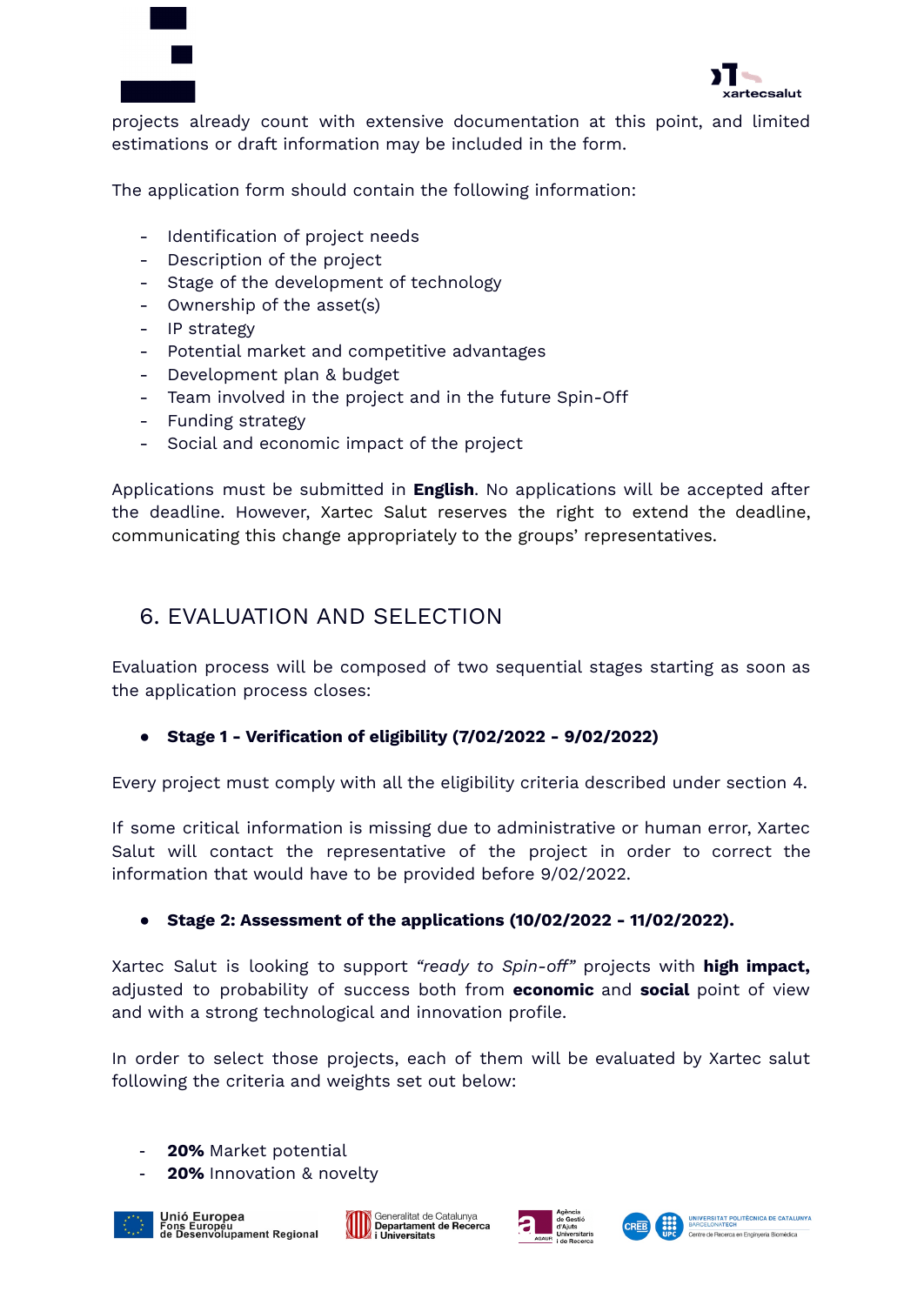projects already count with extensive documentation at this point, and limited estimations or draft information may be included in the form.

The application form should contain the following information:

- Identification of project needs
- Description of the project
- Stage of the development of technology
- Ownership of the asset(s)
- IP strategy
- Potential market and competitive advantages
- Development plan & budget
- Team involved in the project and in the future Spin-Off
- Funding strategy
- Social and economic impact of the project

Applications must be submitted in **English**. No applications will be accepted after the deadline. However, Xartec Salut reserves the right to extend the deadline, communicating this change appropriately to the groups' representatives.

## 6. EVALUATION AND SELECTION

Evaluation process will be composed of two sequential stages starting as soon as the application process closes:

- **Stage 1 - Verification of eligibility (7/02/2022 - 9/02/2022)**

Every project must comply with all the eligibility criteria described under section 4.

If some critical information is missing due to administrative or human error, Xartec Salut will contact the representative of the project in order to correct the information that would have to be provided before 9/02/2022.

- **Stage 2: Assessment of the applications (10/02/2022 - 11/02/2022).**

Xartec Salut is looking to support *"ready to Spin-off"* projects with **high impact,** adjusted to probability of success both from **economic** and **social** point of view and with a strong technological and innovation profile.

In order to select those projects, each of them will be evaluated by Xartec salut following the criteria and weights set out below:

- **20%** Market potential
- **20%** Innovation & novelty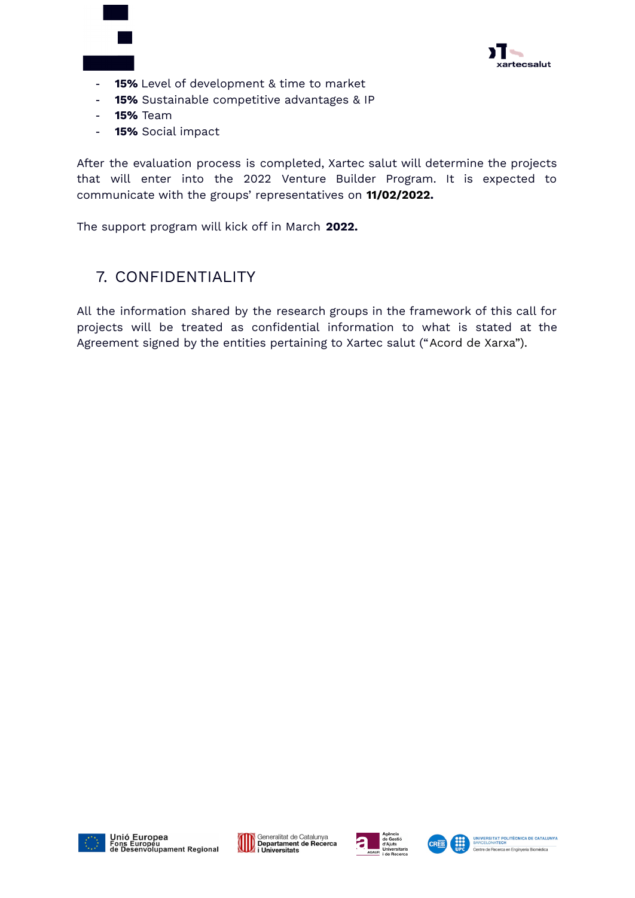- **15%** Level of development & time to market
- **15%** Sustainable competitive advantages & IP
- **15%** Team
- **15%** Social impact

After the evaluation process is completed, Xartec salut will determine the projects that will enter into the 2022 Venture Builder Program. It is expected to communicate with the groups' representatives on **11/02/2022.**

The support program will kick off in March **2022.**

## 7. CONFIDENTIALITY

All the information shared by the research groups in the framework of this call for projects will be treated as confidential information to what is stated at the Agreement signed by the entities pertaining to Xartec salut ("Acord de Xarxa").